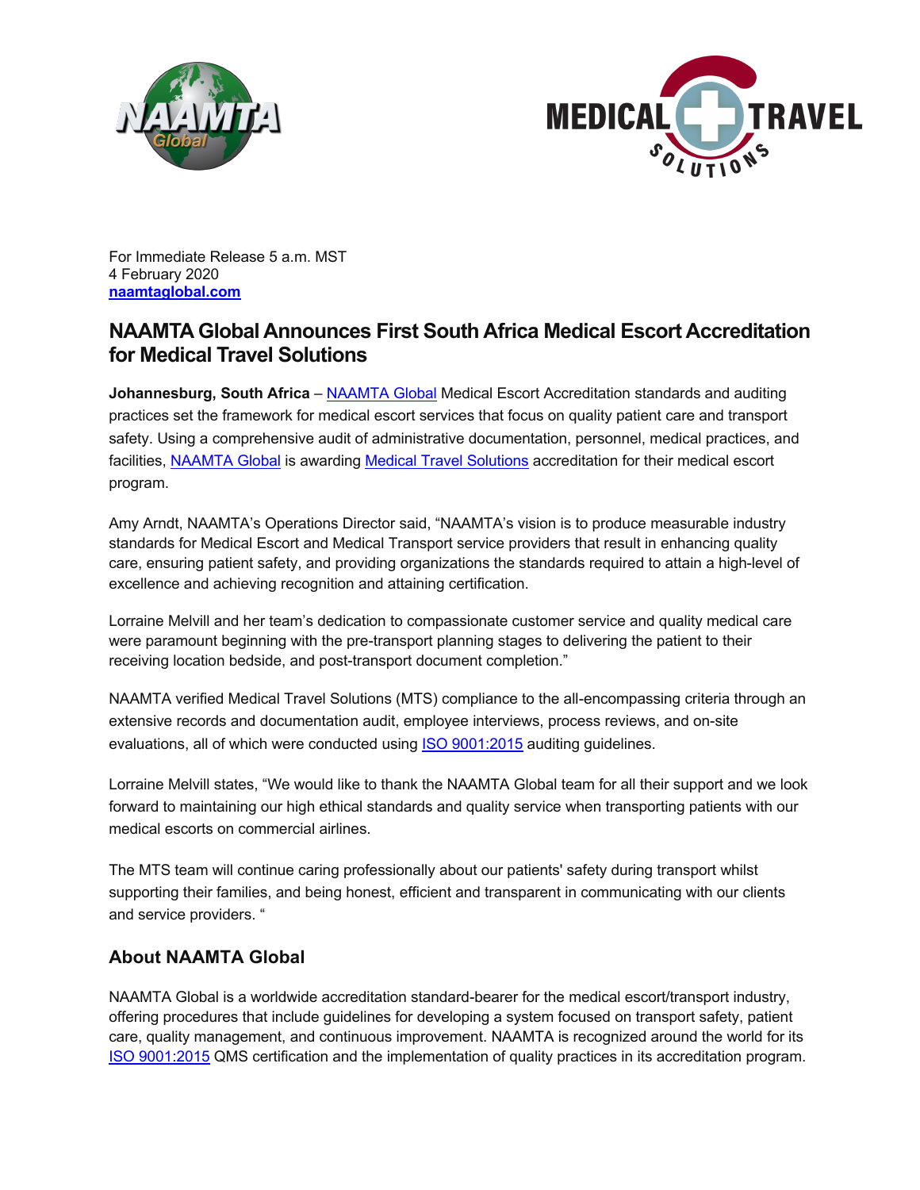For Immediate Release 5 a.m. MST
4 February 2020
**naamtaglobal.com**

## NAAMTA Global Announces First South Africa Medical Escort Accreditation for Medical Travel Solutions

**Johannesburg, South Africa** – NAAMTA Global Medical Escort Accreditation standards and auditing practices set the framework for medical escort services that focus on quality patient care and transport safety. Using a comprehensive audit of administrative documentation, personnel, medical practices, and facilities, NAAMTA Global is awarding Medical Travel Solutions accreditation for their medical escort program.

Amy Arndt, NAAMTA's Operations Director said, "NAAMTA's vision is to produce measurable industry standards for Medical Escort and Medical Transport service providers that result in enhancing quality care, ensuring patient safety, and providing organizations the standards required to attain a high-level of excellence and achieving recognition and attaining certification.

Lorraine Melvill and her team's dedication to compassionate customer service and quality medical care were paramount beginning with the pre-transport planning stages to delivering the patient to their receiving location bedside, and post-transport document completion."

NAAMTA verified Medical Travel Solutions (MTS) compliance to the all-encompassing criteria through an extensive records and documentation audit, employee interviews, process reviews, and on-site evaluations, all of which were conducted using ISO 9001:2015 auditing guidelines.

Lorraine Melvill states, "We would like to thank the NAAMTA Global team for all their support and we look forward to maintaining our high ethical standards and quality service when transporting patients with our medical escorts on commercial airlines.

The MTS team will continue caring professionally about our patients' safety during transport whilst supporting their families, and being honest, efficient and transparent in communicating with our clients and service providers. "

### About NAAMTA Global

NAAMTA Global is a worldwide accreditation standard-bearer for the medical escort/transport industry, offering procedures that include guidelines for developing a system focused on transport safety, patient care, quality management, and continuous improvement. NAAMTA is recognized around the world for its ISO 9001:2015 QMS certification and the implementation of quality practices in its accreditation program.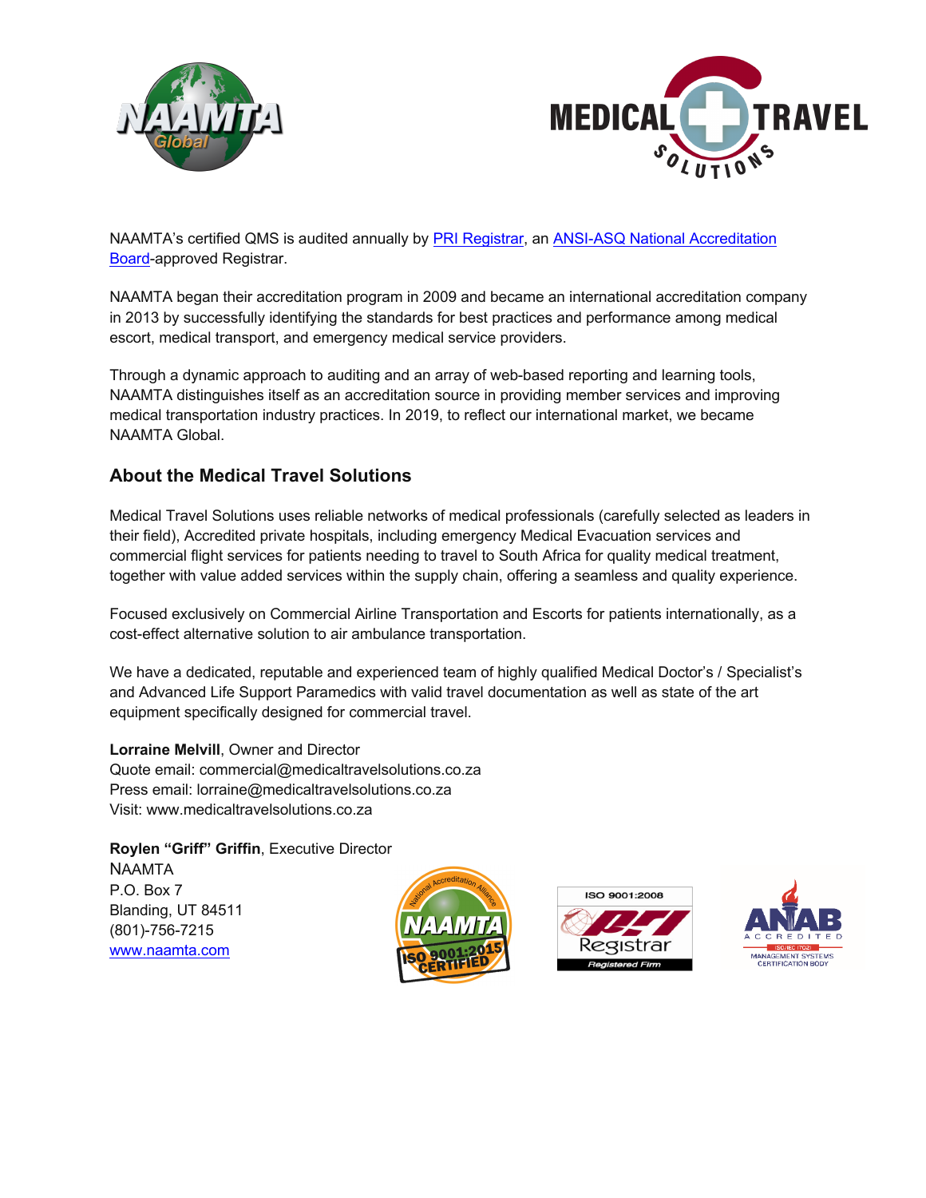NAAMTA's certified QMS is audited annually by [PRI Registrar](), an [ANSI-ASQ National Accreditation Board]()-approved Registrar.

NAAMTA began their accreditation program in 2009 and became an international accreditation company in 2013 by successfully identifying the standards for best practices and performance among medical escort, medical transport, and emergency medical service providers.

Through a dynamic approach to auditing and an array of web-based reporting and learning tools, NAAMTA distinguishes itself as an accreditation source in providing member services and improving medical transportation industry practices. In 2019, to reflect our international market, we became NAAMTA Global.

## About the Medical Travel Solutions

Medical Travel Solutions uses reliable networks of medical professionals (carefully selected as leaders in their field), Accredited private hospitals, including emergency Medical Evacuation services and commercial flight services for patients needing to travel to South Africa for quality medical treatment, together with value added services within the supply chain, offering a seamless and quality experience.

Focused exclusively on Commercial Airline Transportation and Escorts for patients internationally, as a cost-effect alternative solution to air ambulance transportation.

We have a dedicated, reputable and experienced team of highly qualified Medical Doctor's / Specialist's and Advanced Life Support Paramedics with valid travel documentation as well as state of the art equipment specifically designed for commercial travel.

**Lorraine Melvill**, Owner and Director
Quote email: commercial@medicaltravelsolutions.co.za
Press email: lorraine@medicaltravelsolutions.co.za
Visit: www.medicaltravelsolutions.co.za

**Roylen "Griff" Griffin**, Executive Director
NAAMTA
P.O. Box 7
Blanding, UT 84511
(801)-756-7215
www.naamta.com